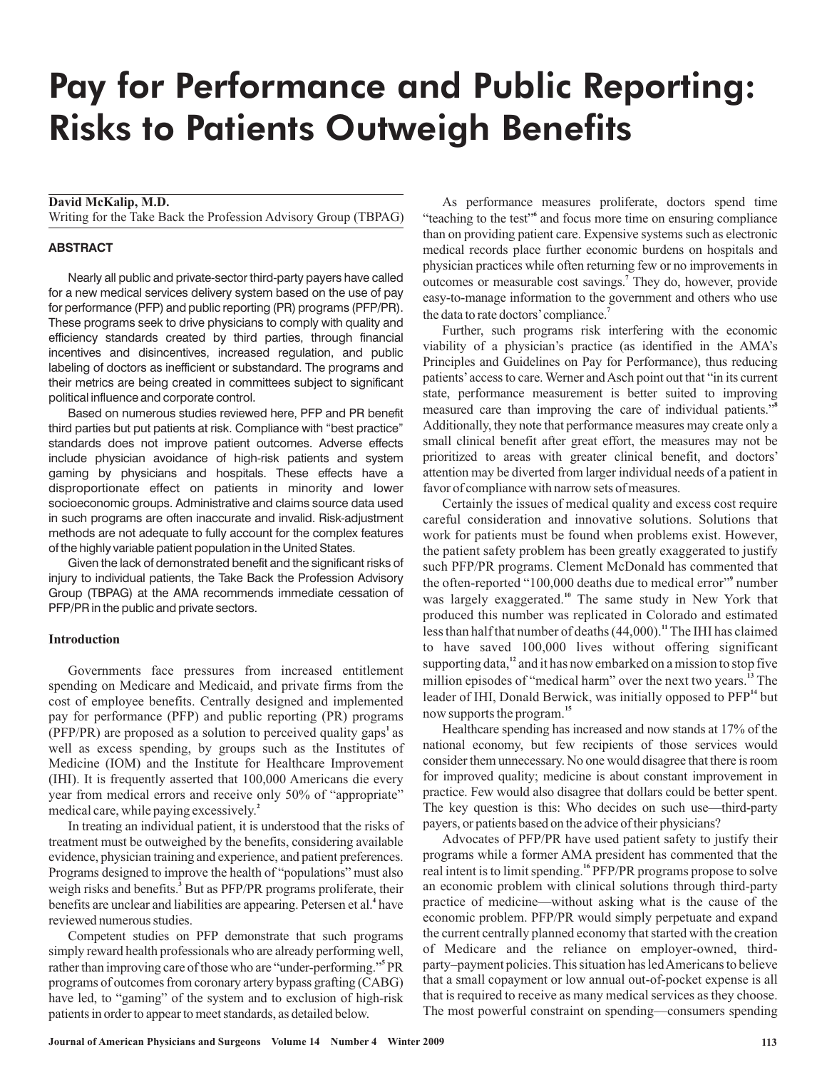# Pay for Performance and Public Reporting: Risks to Patients Outweigh Benefits

**David McKalip, M.D.**

Writing for the Take Back the Profession Advisory Group (TBPAG)

## ABSTRACT

Nearly all public and private-sector third-party payers have called for a new medical services delivery system based on the use of pay for performance (PFP) and public reporting (PR) programs (PFP/PR). These programs seek to drive physicians to comply with quality and efficiency standards created by third parties, through financial incentives and disincentives, increased regulation, and public labeling of doctors as inefficient or substandard. The programs and their metrics are being created in committees subject to significant political influence and corporate control.

Based on numerous studies reviewed here, PFP and PR benefit third parties but put patients at risk. Compliance with "best practice" standards does not improve patient outcomes. Adverse effects include physician avoidance of high-risk patients and system gaming by physicians and hospitals. These effects have a disproportionate effect on patients in minority and lower socioeconomic groups. Administrative and claims source data used in such programs are often inaccurate and invalid. Risk-adjustment methods are not adequate to fully account for the complex features of the highly variable patient population in the United States.

Given the lack of demonstrated benefit and the significant risks of injury to individual patients, the Take Back the Profession Advisory Group (TBPAG) at the AMA recommends immediate cessation of PFP/PR in the public and private sectors.

## Introduction

Governments face pressures from increased entitlement spending on Medicare and Medicaid, and private firms from the cost of employee benefits. Centrally designed and implemented pay for performance (PFP) and public reporting (PR) programs (PFP/PR) are proposed as a solution to perceived quality gaps[1] as well as excess spending, by groups such as the Institutes of Medicine (IOM) and the Institute for Healthcare Improvement (IHI). It is frequently asserted that 100,000 Americans die every year from medical errors and receive only 50% of "appropriate" medical care, while paying excessively.[2]

In treating an individual patient, it is understood that the risks of treatment must be outweighed by the benefits, considering available evidence, physician training and experience, and patient preferences. Programs designed to improve the health of "populations" must also weigh risks and benefits.[3] But as PFP/PR programs proliferate, their benefits are unclear and liabilities are appearing. Petersen et al.[4] have reviewed numerous studies.

Competent studies on PFP demonstrate that such programs simply reward health professionals who are already performing well, rather than improving care of those who are "under-performing."[5] PR programs of outcomes from coronary artery bypass grafting (CABG) have led, to "gaming" of the system and to exclusion of high-risk patients in order to appear to meet standards, as detailed below.

As performance measures proliferate, doctors spend time "teaching to the test"[6] and focus more time on ensuring compliance than on providing patient care. Expensive systems such as electronic medical records place further economic burdens on hospitals and physician practices while often returning few or no improvements in outcomes or measurable cost savings.[7] They do, however, provide easy-to-manage information to the government and others who use the data to rate doctors' compliance.[7]

Further, such programs risk interfering with the economic viability of a physician's practice (as identified in the AMA's Principles and Guidelines on Pay for Performance), thus reducing patients' access to care. Werner and Asch point out that "in its current state, performance measurement is better suited to improving measured care than improving the care of individual patients."[8] Additionally, they note that performance measures may create only a small clinical benefit after great effort, the measures may not be prioritized to areas with greater clinical benefit, and doctors' attention may be diverted from larger individual needs of a patient in favor of compliance with narrow sets of measures.

Certainly the issues of medical quality and excess cost require careful consideration and innovative solutions. Solutions that work for patients must be found when problems exist. However, the patient safety problem has been greatly exaggerated to justify such PFP/PR programs. Clement McDonald has commented that the often-reported "100,000 deaths due to medical error"[9] number was largely exaggerated.[10] The same study in New York that produced this number was replicated in Colorado and estimated less than half that number of deaths (44,000).[11] The IHI has claimed to have saved 100,000 lives without offering significant supporting data,[12] and it has now embarked on a mission to stop five million episodes of "medical harm" over the next two years.[13] The leader of IHI, Donald Berwick, was initially opposed to PFP[14] but now supports the program.[15]

Healthcare spending has increased and now stands at 17% of the national economy, but few recipients of those services would consider them unnecessary. No one would disagree that there is room for improved quality; medicine is about constant improvement in practice. Few would also disagree that dollars could be better spent. The key question is this: Who decides on such use—third-party payers, or patients based on the advice of their physicians?

Advocates of PFP/PR have used patient safety to justify their programs while a former AMA president has commented that the real intent is to limit spending.[16] PFP/PR programs propose to solve an economic problem with clinical solutions through third-party practice of medicine—without asking what is the cause of the economic problem. PFP/PR would simply perpetuate and expand the current centrally planned economy that started with the creation of Medicare and the reliance on employer-owned, third-party–payment policies. This situation has led Americans to believe that a small copayment or low annual out-of-pocket expense is all that is required to receive as many medical services as they choose. The most powerful constraint on spending—consumers spending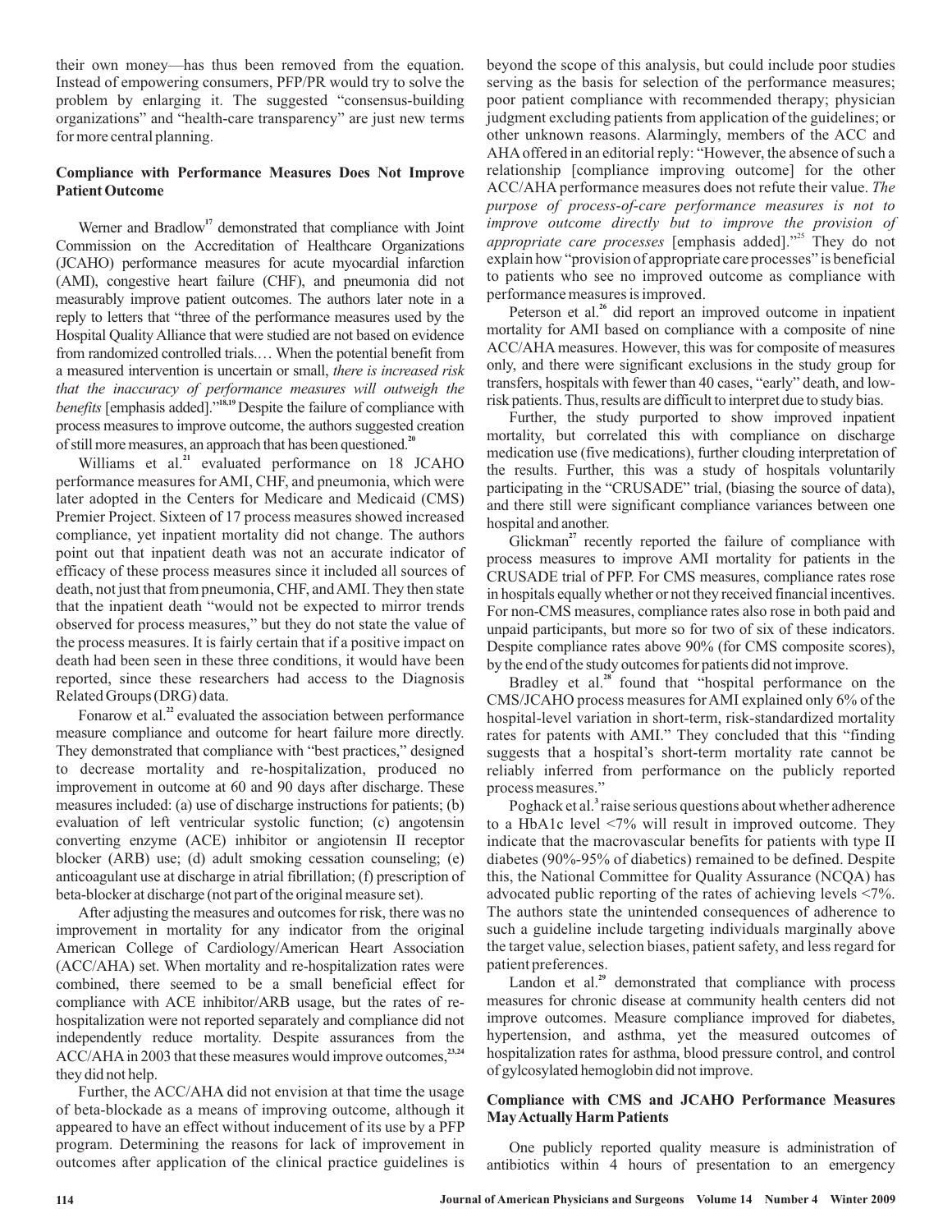their own money—has thus been removed from the equation. Instead of empowering consumers, PFP/PR would try to solve the problem by enlarging it. The suggested "consensus-building organizations" and "health-care transparency" are just new terms for more central planning.

### Compliance with Performance Measures Does Not Improve Patient Outcome

Werner and Bradlow[17] demonstrated that compliance with Joint Commission on the Accreditation of Healthcare Organizations (JCAHO) performance measures for acute myocardial infarction (AMI), congestive heart failure (CHF), and pneumonia did not measurably improve patient outcomes. The authors later note in a reply to letters that "three of the performance measures used by the Hospital Quality Alliance that were studied are not based on evidence from randomized controlled trials.… When the potential benefit from a measured intervention is uncertain or small, *there is increased risk that the inaccuracy of performance measures will outweigh the benefits* [emphasis added]."[18,19] Despite the failure of compliance with process measures to improve outcome, the authors suggested creation of still more measures, an approach that has been questioned.[20]

Williams et al.[21] evaluated performance on 18 JCAHO performance measures for AMI, CHF, and pneumonia, which were later adopted in the Centers for Medicare and Medicaid (CMS) Premier Project. Sixteen of 17 process measures showed increased compliance, yet inpatient mortality did not change. The authors point out that inpatient death was not an accurate indicator of efficacy of these process measures since it included all sources of death, not just that from pneumonia, CHF, and AMI. They then state that the inpatient death "would not be expected to mirror trends observed for process measures," but they do not state the value of the process measures. It is fairly certain that if a positive impact on death had been seen in these three conditions, it would have been reported, since these researchers had access to the Diagnosis Related Groups (DRG) data.

Fonarow et al.[22] evaluated the association between performance measure compliance and outcome for heart failure more directly. They demonstrated that compliance with "best practices," designed to decrease mortality and re-hospitalization, produced no improvement in outcome at 60 and 90 days after discharge. These measures included: (a) use of discharge instructions for patients; (b) evaluation of left ventricular systolic function; (c) angotensin converting enzyme (ACE) inhibitor or angiotensin II receptor blocker (ARB) use; (d) adult smoking cessation counseling; (e) anticoagulant use at discharge in atrial fibrillation; (f) prescription of beta-blocker at discharge (not part of the original measure set).

After adjusting the measures and outcomes for risk, there was no improvement in mortality for any indicator from the original American College of Cardiology/American Heart Association (ACC/AHA) set. When mortality and re-hospitalization rates were combined, there seemed to be a small beneficial effect for compliance with ACE inhibitor/ARB usage, but the rates of re-hospitalization were not reported separately and compliance did not independently reduce mortality. Despite assurances from the ACC/AHA in 2003 that these measures would improve outcomes,[23,24] they did not help.

Further, the ACC/AHA did not envision at that time the usage of beta-blockade as a means of improving outcome, although it appeared to have an effect without inducement of its use by a PFP program. Determining the reasons for lack of improvement in outcomes after application of the clinical practice guidelines is beyond the scope of this analysis, but could include poor studies serving as the basis for selection of the performance measures; poor patient compliance with recommended therapy; physician judgment excluding patients from application of the guidelines; or other unknown reasons. Alarmingly, members of the ACC and AHA offered in an editorial reply: "However, the absence of such a relationship [compliance improving outcome] for the other ACC/AHA performance measures does not refute their value. *The purpose of process-of-care performance measures is not to improve outcome directly but to improve the provision of appropriate care processes* [emphasis added]."[25] They do not explain how "provision of appropriate care processes" is beneficial to patients who see no improved outcome as compliance with performance measures is improved.

Peterson et al.[26] did report an improved outcome in inpatient mortality for AMI based on compliance with a composite of nine ACC/AHA measures. However, this was for composite of measures only, and there were significant exclusions in the study group for transfers, hospitals with fewer than 40 cases, "early" death, and low-risk patients. Thus, results are difficult to interpret due to study bias.

Further, the study purported to show improved inpatient mortality, but correlated this with compliance on discharge medication use (five medications), further clouding interpretation of the results. Further, this was a study of hospitals voluntarily participating in the "CRUSADE" trial, (biasing the source of data), and there still were significant compliance variances between one hospital and another.

Glickman[27] recently reported the failure of compliance with process measures to improve AMI mortality for patients in the CRUSADE trial of PFP. For CMS measures, compliance rates rose in hospitals equally whether or not they received financial incentives. For non-CMS measures, compliance rates also rose in both paid and unpaid participants, but more so for two of six of these indicators. Despite compliance rates above 90% (for CMS composite scores), by the end of the study outcomes for patients did not improve.

Bradley et al.[28] found that "hospital performance on the CMS/JCAHO process measures for AMI explained only 6% of the hospital-level variation in short-term, risk-standardized mortality rates for patents with AMI." They concluded that this "finding suggests that a hospital's short-term mortality rate cannot be reliably inferred from performance on the publicly reported process measures."

Poghack et al.[3] raise serious questions about whether adherence to a HbA1c level <7% will result in improved outcome. They indicate that the macrovascular benefits for patients with type II diabetes (90%-95% of diabetics) remained to be defined. Despite this, the National Committee for Quality Assurance (NCQA) has advocated public reporting of the rates of achieving levels <7%. The authors state the unintended consequences of adherence to such a guideline include targeting individuals marginally above the target value, selection biases, patient safety, and less regard for patient preferences.

Landon et al.[29] demonstrated that compliance with process measures for chronic disease at community health centers did not improve outcomes. Measure compliance improved for diabetes, hypertension, and asthma, yet the measured outcomes of hospitalization rates for asthma, blood pressure control, and control of gylcosylated hemoglobin did not improve.

### Compliance with CMS and JCAHO Performance Measures May Actually Harm Patients

One publicly reported quality measure is administration of antibiotics within 4 hours of presentation to an emergency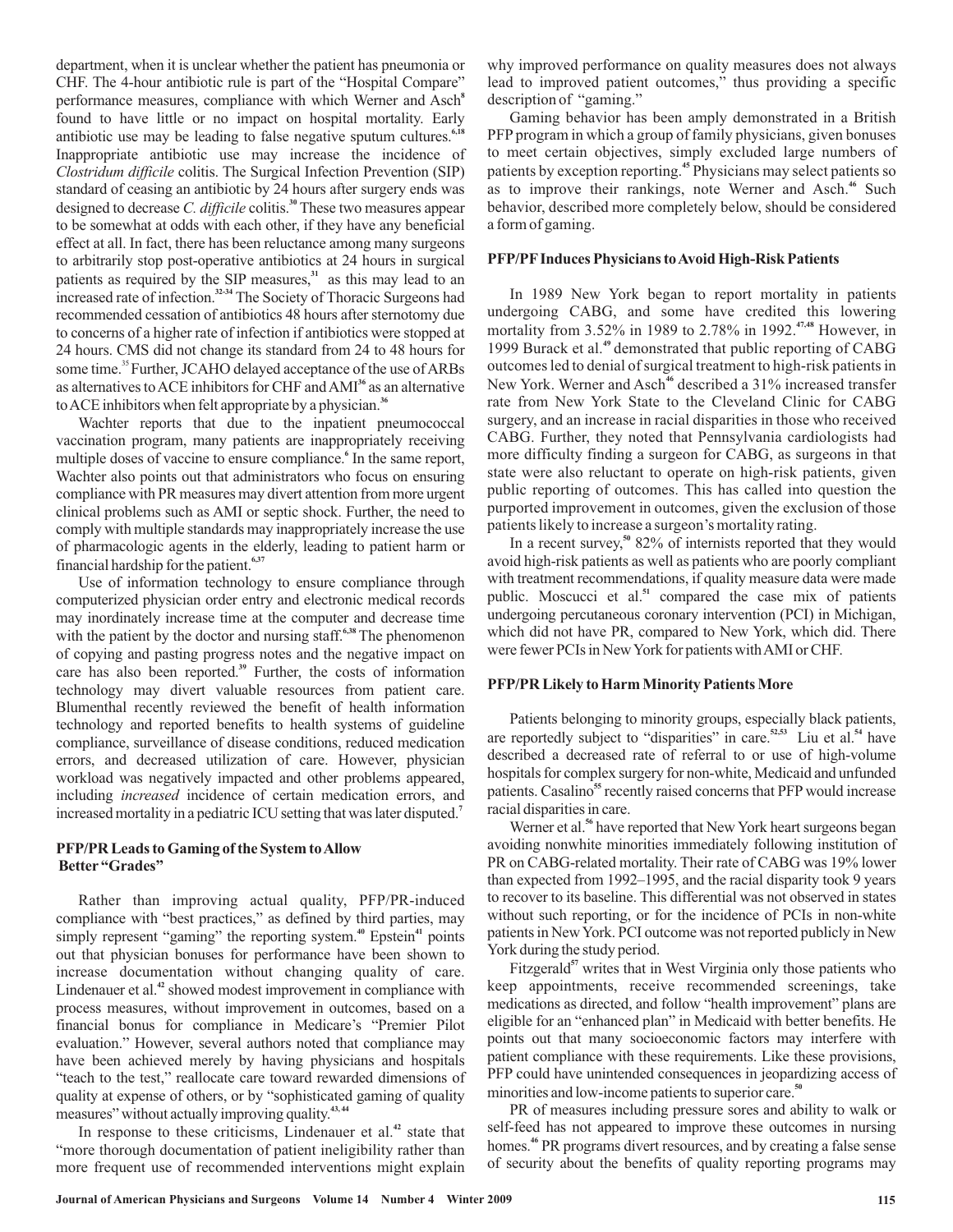department, when it is unclear whether the patient has pneumonia or CHF. The 4-hour antibiotic rule is part of the "Hospital Compare" performance measures, compliance with which Werner and Asch[8] found to have little or no impact on hospital mortality. Early antibiotic use may be leading to false negative sputum cultures.[6,18] Inappropriate antibiotic use may increase the incidence of *Clostridum difficile* colitis. The Surgical Infection Prevention (SIP) standard of ceasing an antibiotic by 24 hours after surgery ends was designed to decrease *C. difficile* colitis.[30] These two measures appear to be somewhat at odds with each other, if they have any beneficial effect at all. In fact, there has been reluctance among many surgeons to arbitrarily stop post-operative antibiotics at 24 hours in surgical patients as required by the SIP measures,[31] as this may lead to an increased rate of infection.[32-34] The Society of Thoracic Surgeons had recommended cessation of antibiotics 48 hours after sternotomy due to concerns of a higher rate of infection if antibiotics were stopped at 24 hours. CMS did not change its standard from 24 to 48 hours for some time.[35] Further, JCAHO delayed acceptance of the use of ARBs as alternatives to ACE inhibitors for CHF and AMI[36] as an alternative to ACE inhibitors when felt appropriate by a physician.[36]

Wachter reports that due to the inpatient pneumococcal vaccination program, many patients are inappropriately receiving multiple doses of vaccine to ensure compliance.[6] In the same report, Wachter also points out that administrators who focus on ensuring compliance with PR measures may divert attention from more urgent clinical problems such as AMI or septic shock. Further, the need to comply with multiple standards may inappropriately increase the use of pharmacologic agents in the elderly, leading to patient harm or financial hardship for the patient.[6,37]

Use of information technology to ensure compliance through computerized physician order entry and electronic medical records may inordinately increase time at the computer and decrease time with the patient by the doctor and nursing staff.[6,38] The phenomenon of copying and pasting progress notes and the negative impact on care has also been reported.[39] Further, the costs of information technology may divert valuable resources from patient care. Blumenthal recently reviewed the benefit of health information technology and reported benefits to health systems of guideline compliance, surveillance of disease conditions, reduced medication errors, and decreased utilization of care. However, physician workload was negatively impacted and other problems appeared, including *increased* incidence of certain medication errors, and increased mortality in a pediatric ICU setting that was later disputed.[7]

### PFP/PR Leads to Gaming of the System to Allow Better "Grades"

Rather than improving actual quality, PFP/PR-induced compliance with "best practices," as defined by third parties, may simply represent "gaming" the reporting system.[40] Epstein[41] points out that physician bonuses for performance have been shown to increase documentation without changing quality of care. Lindenauer et al.[42] showed modest improvement in compliance with process measures, without improvement in outcomes, based on a financial bonus for compliance in Medicare's "Premier Pilot evaluation." However, several authors noted that compliance may have been achieved merely by having physicians and hospitals "teach to the test," reallocate care toward rewarded dimensions of quality at expense of others, or by "sophisticated gaming of quality measures" without actually improving quality.[43,44]

In response to these criticisms, Lindenauer et al.[42] state that "more thorough documentation of patient ineligibility rather than more frequent use of recommended interventions might explain why improved performance on quality measures does not always lead to improved patient outcomes," thus providing a specific description of "gaming."

Gaming behavior has been amply demonstrated in a British PFP program in which a group of family physicians, given bonuses to meet certain objectives, simply excluded large numbers of patients by exception reporting.[45] Physicians may select patients so as to improve their rankings, note Werner and Asch.[46] Such behavior, described more completely below, should be considered a form of gaming.

### PFP/PF Induces Physicians to Avoid High-Risk Patients

In 1989 New York began to report mortality in patients undergoing CABG, and some have credited this lowering mortality from 3.52% in 1989 to 2.78% in 1992.[47,48] However, in 1999 Burack et al.[49] demonstrated that public reporting of CABG outcomes led to denial of surgical treatment to high-risk patients in New York. Werner and Asch[46] described a 31% increased transfer rate from New York State to the Cleveland Clinic for CABG surgery, and an increase in racial disparities in those who received CABG. Further, they noted that Pennsylvania cardiologists had more difficulty finding a surgeon for CABG, as surgeons in that state were also reluctant to operate on high-risk patients, given public reporting of outcomes. This has called into question the purported improvement in outcomes, given the exclusion of those patients likely to increase a surgeon's mortality rating.

In a recent survey,[50] 82% of internists reported that they would avoid high-risk patients as well as patients who are poorly compliant with treatment recommendations, if quality measure data were made public. Moscucci et al.[51] compared the case mix of patients undergoing percutaneous coronary intervention (PCI) in Michigan, which did not have PR, compared to New York, which did. There were fewer PCIs in New York for patients with AMI or CHF.

### PFP/PR Likely to Harm Minority Patients More

Patients belonging to minority groups, especially black patients, are reportedly subject to "disparities" in care.[52,53] Liu et al.[54] have described a decreased rate of referral to or use of high-volume hospitals for complex surgery for non-white, Medicaid and unfunded patients. Casalino[55] recently raised concerns that PFP would increase racial disparities in care.

Werner et al.[56] have reported that New York heart surgeons began avoiding nonwhite minorities immediately following institution of PR on CABG-related mortality. Their rate of CABG was 19% lower than expected from 1992–1995, and the racial disparity took 9 years to recover to its baseline. This differential was not observed in states without such reporting, or for the incidence of PCIs in non-white patients in New York. PCI outcome was not reported publicly in New York during the study period.

Fitzgerald[57] writes that in West Virginia only those patients who keep appointments, receive recommended screenings, take medications as directed, and follow "health improvement" plans are eligible for an "enhanced plan" in Medicaid with better benefits. He points out that many socioeconomic factors may interfere with patient compliance with these requirements. Like these provisions, PFP could have unintended consequences in jeopardizing access of minorities and low-income patients to superior care.[50]

PR of measures including pressure sores and ability to walk or self-feed has not appeared to improve these outcomes in nursing homes.[46] PR programs divert resources, and by creating a false sense of security about the benefits of quality reporting programs may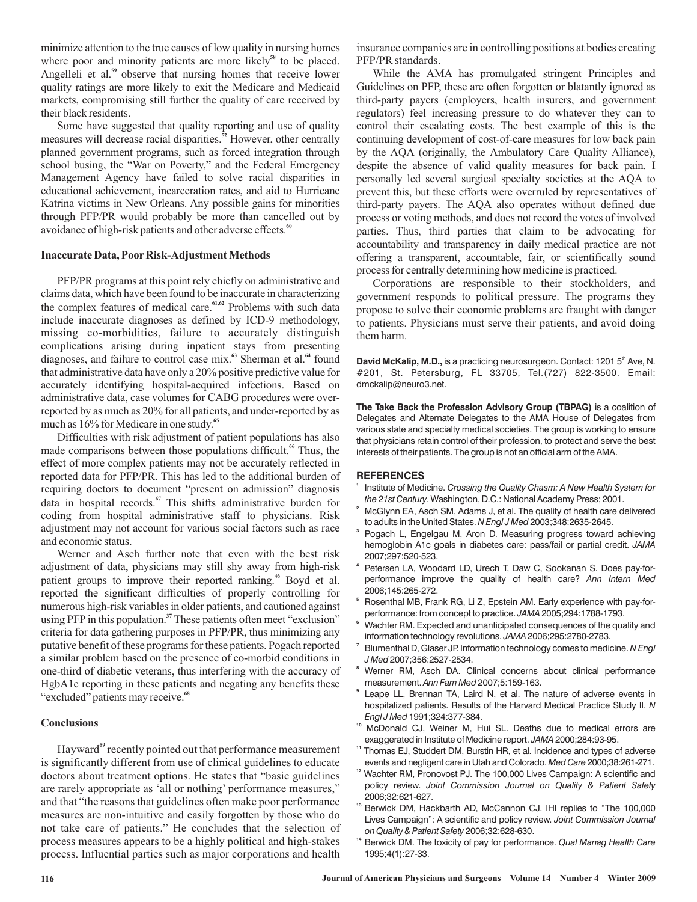minimize attention to the true causes of low quality in nursing homes where poor and minority patients are more likely[58] to be placed. Angelleli et al.[59] observe that nursing homes that receive lower quality ratings are more likely to exit the Medicare and Medicaid markets, compromising still further the quality of care received by their black residents.

Some have suggested that quality reporting and use of quality measures will decrease racial disparities.[52] However, other centrally planned government programs, such as forced integration through school busing, the "War on Poverty," and the Federal Emergency Management Agency have failed to solve racial disparities in educational achievement, incarceration rates, and aid to Hurricane Katrina victims in New Orleans. Any possible gains for minorities through PFP/PR would probably be more than cancelled out by avoidance of high-risk patients and other adverse effects.[60]

### Inaccurate Data, Poor Risk-Adjustment Methods

PFP/PR programs at this point rely chiefly on administrative and claims data, which have been found to be inaccurate in characterizing the complex features of medical care.[61,62] Problems with such data include inaccurate diagnoses as defined by ICD-9 methodology, missing co-morbidities, failure to accurately distinguish complications arising during inpatient stays from presenting diagnoses, and failure to control case mix.[63] Sherman et al.[64] found that administrative data have only a 20% positive predictive value for accurately identifying hospital-acquired infections. Based on administrative data, case volumes for CABG procedures were over-reported by as much as 20% for all patients, and under-reported by as much as 16% for Medicare in one study.[65]

Difficulties with risk adjustment of patient populations has also made comparisons between those populations difficult.[66] Thus, the effect of more complex patients may not be accurately reflected in reported data for PFP/PR. This has led to the additional burden of requiring doctors to document "present on admission" diagnosis data in hospital records.[67] This shifts administrative burden for coding from hospital administrative staff to physicians. Risk adjustment may not account for various social factors such as race and economic status.

Werner and Asch further note that even with the best risk adjustment of data, physicians may still shy away from high-risk patient groups to improve their reported ranking.[46] Boyd et al. reported the significant difficulties of properly controlling for numerous high-risk variables in older patients, and cautioned against using PFP in this population.[37] These patients often meet "exclusion" criteria for data gathering purposes in PFP/PR, thus minimizing any putative benefit of these programs for these patients. Pogach reported a similar problem based on the presence of co-morbid conditions in one-third of diabetic veterans, thus interfering with the accuracy of HgbA1c reporting in these patients and negating any benefits these "excluded" patients may receive.[68]

### Conclusions

Hayward[69] recently pointed out that performance measurement is significantly different from use of clinical guidelines to educate doctors about treatment options. He states that "basic guidelines are rarely appropriate as 'all or nothing' performance measures," and that "the reasons that guidelines often make poor performance measures are non-intuitive and easily forgotten by those who do not take care of patients." He concludes that the selection of process measures appears to be a highly political and high-stakes process. Influential parties such as major corporations and health insurance companies are in controlling positions at bodies creating PFP/PR standards.

While the AMA has promulgated stringent Principles and Guidelines on PFP, these are often forgotten or blatantly ignored as third-party payers (employers, health insurers, and government regulators) feel increasing pressure to do whatever they can to control their escalating costs. The best example of this is the continuing development of cost-of-care measures for low back pain by the AQA (originally, the Ambulatory Care Quality Alliance), despite the absence of valid quality measures for back pain. I personally led several surgical specialty societies at the AQA to prevent this, but these efforts were overruled by representatives of third-party payers. The AQA also operates without defined due process or voting methods, and does not record the votes of involved parties. Thus, third parties that claim to be advocating for accountability and transparency in daily medical practice are not offering a transparent, accountable, fair, or scientifically sound process for centrally determining how medicine is practiced.

Corporations are responsible to their stockholders, and government responds to political pressure. The programs they propose to solve their economic problems are fraught with danger to patients. Physicians must serve their patients, and avoid doing them harm.

**David McKalip, M.D.,** is a practicing neurosurgeon. Contact: 1201 5th Ave, N. #201, St. Petersburg, FL 33705, Tel.(727) 822-3500. Email: dmckalip@neuro3.net.

**The Take Back the Profession Advisory Group (TBPAG)** is a coalition of Delegates and Alternate Delegates to the AMA House of Delegates from various state and specialty medical societies. The group is working to ensure that physicians retain control of their profession, to protect and serve the best interests of their patients. The group is not an official arm of the AMA.

## REFERENCES

1. Institute of Medicine. *Crossing the Quality Chasm: A New Health System for the 21st Century*. Washington, D.C.: National Academy Press; 2001.
2. McGlynn EA, Asch SM, Adams J, et al. The quality of health care delivered to adults in the United States. *N Engl J Med* 2003;348:2635-2645.
3. Pogach L, Engelgau M, Aron D. Measuring progress toward achieving hemoglobin A1c goals in diabetes care: pass/fail or partial credit. *JAMA* 2007;297:520-523.
4. Petersen LA, Woodard LD, Urech T, Daw C, Sookanan S. Does pay-for-performance improve the quality of health care? *Ann Intern Med* 2006;145:265-272.
5. Rosenthal MB, Frank RG, Li Z, Epstein AM. Early experience with pay-for-performance: from concept to practice. *JAMA* 2005;294:1788-1793.
6. Wachter RM. Expected and unanticipated consequences of the quality and information technology revolutions. *JAMA* 2006;295:2780-2783.
7. Blumenthal D, Glaser JP. Information technology comes to medicine. *N Engl J Med* 2007;356:2527-2534.
8. Werner RM, Asch DA. Clinical concerns about clinical performance measurement. *Ann Fam Med* 2007;5:159-163.
9. Leape LL, Brennan TA, Laird N, et al. The nature of adverse events in hospitalized patients. Results of the Harvard Medical Practice Study II. *N Engl J Med* 1991;324:377-384.
10. McDonald CJ, Weiner M, Hui SL. Deaths due to medical errors are exaggerated in Institute of Medicine report. *JAMA* 2000;284:93-95.
11. Thomas EJ, Studdert DM, Burstin HR, et al. Incidence and types of adverse events and negligent care in Utah and Colorado. *Med Care* 2000;38:261-271.
12. Wachter RM, Pronovost PJ. The 100,000 Lives Campaign: A scientific and policy review. *Joint Commission Journal on Quality & Patient Safety* 2006;32:621-627.
13. Berwick DM, Hackbarth AD, McCannon CJ. IHI replies to "The 100,000 Lives Campaign": A scientific and policy review. *Joint Commission Journal on Quality & Patient Safety* 2006;32:628-630.
14. Berwick DM. The toxicity of pay for performance. *Qual Manag Health Care* 1995;4(1):27-33.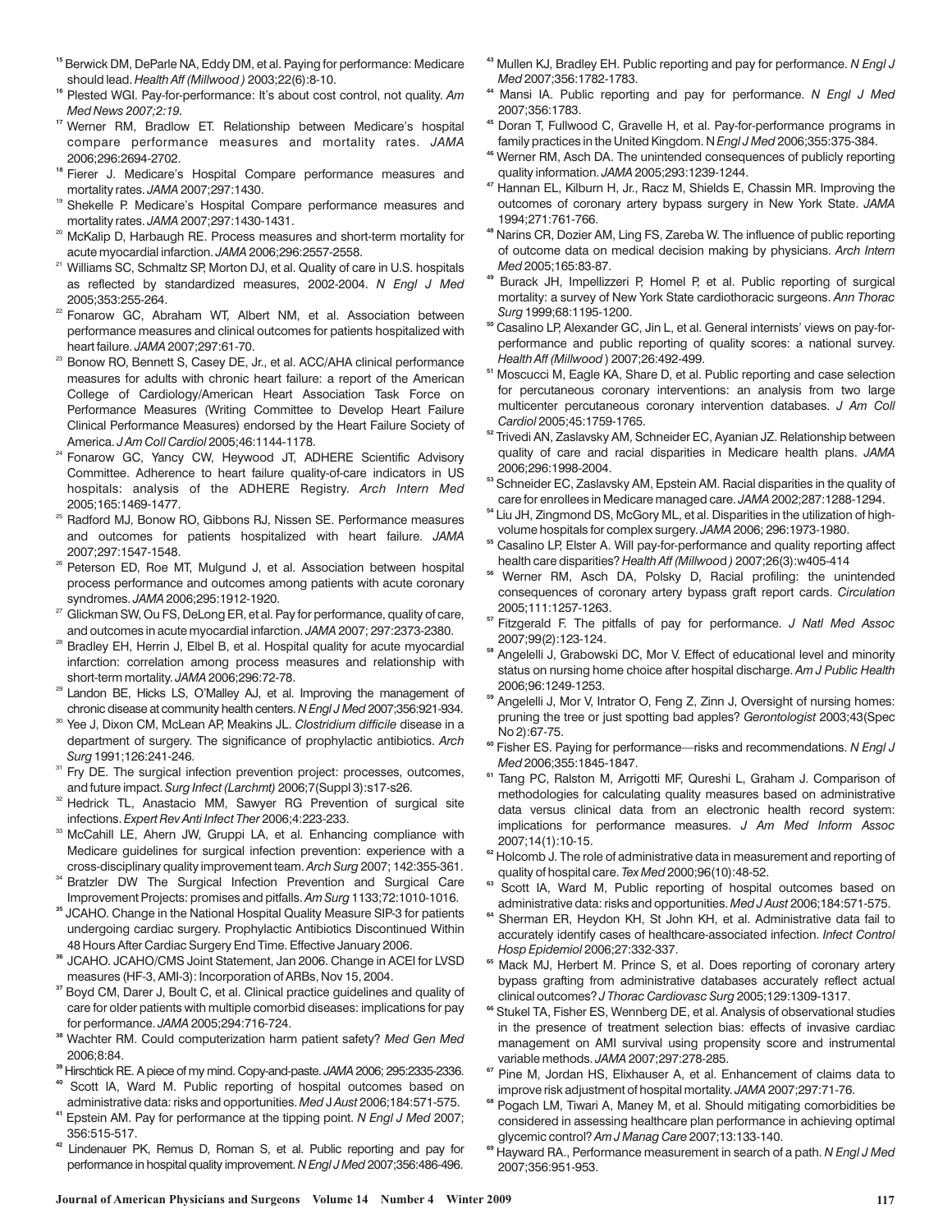15. Berwick DM, DeParle NA, Eddy DM, et al. Paying for performance: Medicare should lead. *Health Aff (Millwood )* 2003;22(6):8-10.
16. Plested WGI. Pay-for-performance: It's about cost control, not quality. *Am Med News 2007;2:19.*
17. Werner RM, Bradlow ET. Relationship between Medicare's hospital compare performance measures and mortality rates. *JAMA* 2006;296:2694-2702.
18. Fierer J. Medicare's Hospital Compare performance measures and mortality rates. *JAMA* 2007;297:1430.
19. Shekelle P. Medicare's Hospital Compare performance measures and mortality rates. *JAMA* 2007;297:1430-1431.
20. McKalip D, Harbaugh RE. Process measures and short-term mortality for acute myocardial infarction. *JAMA* 2006;296:2557-2558.
21. Williams SC, Schmaltz SP, Morton DJ, et al. Quality of care in U.S. hospitals as reflected by standardized measures, 2002-2004. *N Engl J Med* 2005;353:255-264.
22. Fonarow GC, Abraham WT, Albert NM, et al. Association between performance measures and clinical outcomes for patients hospitalized with heart failure. *JAMA* 2007;297:61-70.
23. Bonow RO, Bennett S, Casey DE, Jr., et al. ACC/AHA clinical performance measures for adults with chronic heart failure: a report of the American College of Cardiology/American Heart Association Task Force on Performance Measures (Writing Committee to Develop Heart Failure Clinical Performance Measures) endorsed by the Heart Failure Society of America. *J Am Coll Cardiol* 2005;46:1144-1178.
24. Fonarow GC, Yancy CW, Heywood JT, ADHERE Scientific Advisory Committee. Adherence to heart failure quality-of-care indicators in US hospitals: analysis of the ADHERE Registry. *Arch Intern Med* 2005;165:1469-1477.
25. Radford MJ, Bonow RO, Gibbons RJ, Nissen SE. Performance measures and outcomes for patients hospitalized with heart failure. *JAMA* 2007;297:1547-1548.
26. Peterson ED, Roe MT, Mulgund J, et al. Association between hospital process performance and outcomes among patients with acute coronary syndromes. *JAMA* 2006;295:1912-1920.
27. Glickman SW, Ou FS, DeLong ER, et al. Pay for performance, quality of care, and outcomes in acute myocardial infarction. *JAMA* 2007; 297:2373-2380.
28. Bradley EH, Herrin J, Elbel B, et al. Hospital quality for acute myocardial infarction: correlation among process measures and relationship with short-term mortality. *JAMA* 2006;296:72-78.
29. Landon BE, Hicks LS, O'Malley AJ, et al. Improving the management of chronic disease at community health centers. *N Engl J Med* 2007;356:921-934.
30. Yee J, Dixon CM, McLean AP, Meakins JL. *Clostridium difficile* disease in a department of surgery. The significance of prophylactic antibiotics. *Arch Surg* 1991;126:241-246.
31. Fry DE. The surgical infection prevention project: processes, outcomes, and future impact. *Surg Infect (Larchmt)* 2006;7(Suppl 3):s17-s26.
32. Hedrick TL, Anastacio MM, Sawyer RG Prevention of surgical site infections. *Expert Rev Anti Infect Ther* 2006;4:223-233.
33. McCahill LE, Ahern JW, Gruppi LA, et al. Enhancing compliance with Medicare guidelines for surgical infection prevention: experience with a cross-disciplinary quality improvement team. *Arch Surg* 2007; 142:355-361.
34. Bratzler DW The Surgical Infection Prevention and Surgical Care Improvement Projects: promises and pitfalls. *Am Surg* 1133;72:1010-1016.
35. JCAHO. Change in the National Hospital Quality Measure SIP-3 for patients undergoing cardiac surgery. Prophylactic Antibiotics Discontinued Within 48 Hours After Cardiac Surgery End Time. Effective January 2006.
36. JCAHO. JCAHO/CMS Joint Statement, Jan 2006. Change in ACEI for LVSD measures (HF-3, AMI-3): Incorporation of ARBs, Nov 15, 2004.
37. Boyd CM, Darer J, Boult C, et al. Clinical practice guidelines and quality of care for older patients with multiple comorbid diseases: implications for pay for performance. *JAMA* 2005;294:716-724.
38. Wachter RM. Could computerization harm patient safety? *Med Gen Med* 2006;8:84.
39. Hirschtick RE. A piece of my mind. Copy-and-paste. *JAMA* 2006; 295:2335-2336.
40. Scott IA, Ward M. Public reporting of hospital outcomes based on administrative data: risks and opportunities. *Med J Aust* 2006;184:571-575.
41. Epstein AM. Pay for performance at the tipping point. *N Engl J Med* 2007; 356:515-517.
42. Lindenauer PK, Remus D, Roman S, et al. Public reporting and pay for performance in hospital quality improvement. *N Engl J Med* 2007;356:486-496.
43. Mullen KJ, Bradley EH. Public reporting and pay for performance. *N Engl J Med* 2007;356:1782-1783.
44. Mansi IA. Public reporting and pay for performance. *N Engl J Med* 2007;356:1783.
45. Doran T, Fullwood C, Gravelle H, et al. Pay-for-performance programs in family practices in the United Kingdom. N *Engl J Med* 2006;355:375-384.
46. Werner RM, Asch DA. The unintended consequences of publicly reporting quality information. *JAMA* 2005;293:1239-1244.
47. Hannan EL, Kilburn H, Jr., Racz M, Shields E, Chassin MR. Improving the outcomes of coronary artery bypass surgery in New York State. *JAMA* 1994;271:761-766.
48. Narins CR, Dozier AM, Ling FS, Zareba W. The influence of public reporting of outcome data on medical decision making by physicians. *Arch Intern Med* 2005;165:83-87.
49. Burack JH, Impellizzeri P, Homel P, et al. Public reporting of surgical mortality: a survey of New York State cardiothoracic surgeons. *Ann Thorac Surg* 1999;68:1195-1200.
50. Casalino LP, Alexander GC, Jin L, et al. General internists' views on pay-for-performance and public reporting of quality scores: a national survey. *Health Aff (Millwood* ) 2007;26:492-499.
51. Moscucci M, Eagle KA, Share D, et al. Public reporting and case selection for percutaneous coronary interventions: an analysis from two large multicenter percutaneous coronary intervention databases. *J Am Coll Cardiol* 2005;45:1759-1765.
52. Trivedi AN, Zaslavsky AM, Schneider EC, Ayanian JZ. Relationship between quality of care and racial disparities in Medicare health plans. *JAMA* 2006;296:1998-2004.
53. Schneider EC, Zaslavsky AM, Epstein AM. Racial disparities in the quality of care for enrollees in Medicare managed care. *JAMA* 2002;287:1288-1294.
54. Liu JH, Zingmond DS, McGory ML, et al. Disparities in the utilization of high-volume hospitals for complex surgery. *JAMA* 2006; 296:1973-1980.
55. Casalino LP, Elster A. Will pay-for-performance and quality reporting affect health care disparities? *Health Aff (Millwood )* 2007;26(3):w405-414
56. Werner RM, Asch DA, Polsky D, Racial profiling: the unintended consequences of coronary artery bypass graft report cards. *Circulation* 2005;111:1257-1263.
57. Fitzgerald F. The pitfalls of pay for performance. *J Natl Med Assoc* 2007;99(2):123-124.
58. Angelelli J, Grabowski DC, Mor V. Effect of educational level and minority status on nursing home choice after hospital discharge. *Am J Public Health* 2006;96:1249-1253.
59. Angelelli J, Mor V, Intrator O, Feng Z, Zinn J, Oversight of nursing homes: pruning the tree or just spotting bad apples? *Gerontologist* 2003;43(Spec No 2):67-75.
60. Fisher ES. Paying for performance—risks and recommendations. *N Engl J Med* 2006;355:1845-1847.
61. Tang PC, Ralston M, Arrigotti MF, Qureshi L, Graham J. Comparison of methodologies for calculating quality measures based on administrative data versus clinical data from an electronic health record system: implications for performance measures. *J Am Med Inform Assoc* 2007;14(1):10-15.
62. Holcomb J. The role of administrative data in measurement and reporting of quality of hospital care. *Tex Med* 2000;96(10):48-52.
63. Scott IA, Ward M, Public reporting of hospital outcomes based on administrative data: risks and opportunities. *Med J Aust* 2006;184:571-575.
64. Sherman ER, Heydon KH, St John KH, et al. Administrative data fail to accurately identify cases of healthcare-associated infection. *Infect Control Hosp Epidemiol* 2006;27:332-337.
65. Mack MJ, Herbert M. Prince S, et al. Does reporting of coronary artery bypass grafting from administrative databases accurately reflect actual clinical outcomes? *J Thorac Cardiovasc Surg* 2005;129:1309-1317.
66. Stukel TA, Fisher ES, Wennberg DE, et al. Analysis of observational studies in the presence of treatment selection bias: effects of invasive cardiac management on AMI survival using propensity score and instrumental variable methods. *JAMA* 2007;297:278-285.
67. Pine M, Jordan HS, Elixhauser A, et al. Enhancement of claims data to improve risk adjustment of hospital mortality. *JAMA* 2007;297:71-76.
68. Pogach LM, Tiwari A, Maney M, et al. Should mitigating comorbidities be considered in assessing healthcare plan performance in achieving optimal glycemic control? *Am J Manag Care* 2007;13:133-140.
69. Hayward RA., Performance measurement in search of a path. *N Engl J Med* 2007;356:951-953.